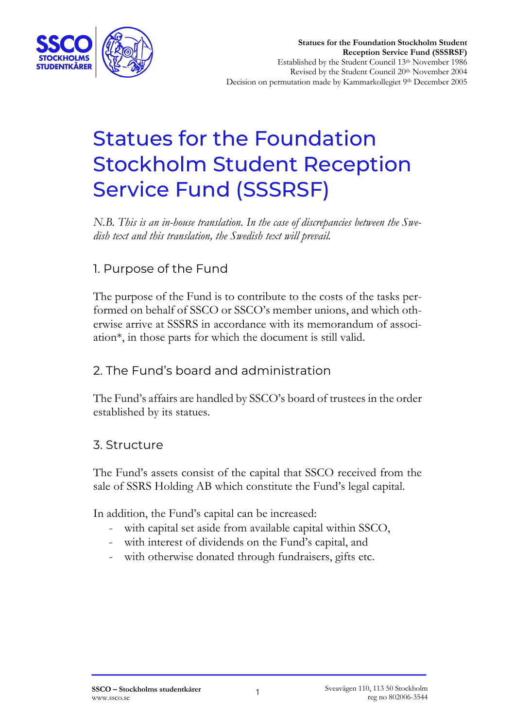**Statues for the Foundation Stockholm Student Reception Service Fund (SSSRSF)**
Established by the Student Council 13th November 1986
Revised by the Student Council 20th November 2004
Decision on permutation made by Kammarkollegiet 9th December 2005

# Statues for the Foundation Stockholm Student Reception Service Fund (SSSRSF)

*N.B. This is an in-house translation. In the case of discrepancies between the Swedish text and this translation, the Swedish text will prevail.*

## 1. Purpose of the Fund

The purpose of the Fund is to contribute to the costs of the tasks performed on behalf of SSCO or SSCO's member unions, and which otherwise arrive at SSSRS in accordance with its memorandum of association*, in those parts for which the document is still valid.

## 2. The Fund's board and administration

The Fund's affairs are handled by SSCO's board of trustees in the order established by its statues.

## 3. Structure

The Fund's assets consist of the capital that SSCO received from the sale of SSRS Holding AB which constitute the Fund's legal capital.

In addition, the Fund's capital can be increased:

- with capital set aside from available capital within SSCO,
- with interest of dividends on the Fund's capital, and
- with otherwise donated through fundraisers, gifts etc.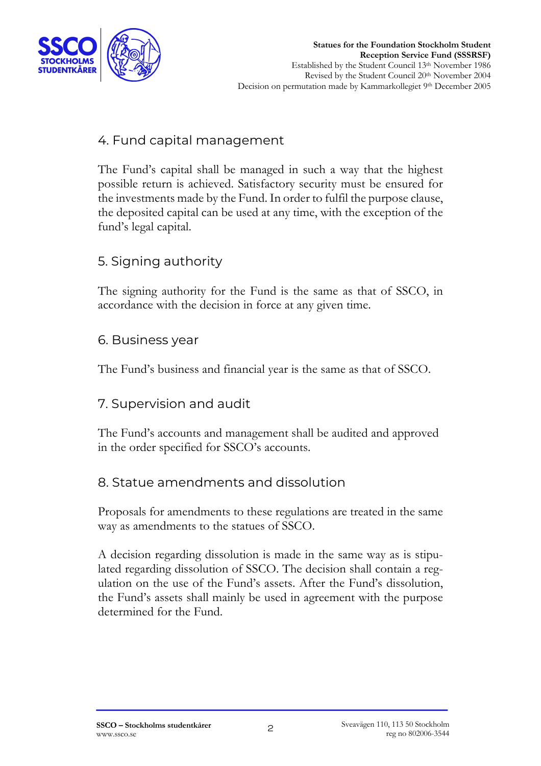## 4. Fund capital management

The Fund's capital shall be managed in such a way that the highest possible return is achieved. Satisfactory security must be ensured for the investments made by the Fund. In order to fulfil the purpose clause, the deposited capital can be used at any time, with the exception of the fund's legal capital.

## 5. Signing authority

The signing authority for the Fund is the same as that of SSCO, in accordance with the decision in force at any given time.

## 6. Business year

The Fund's business and financial year is the same as that of SSCO.

## 7. Supervision and audit

The Fund's accounts and management shall be audited and approved in the order specified for SSCO's accounts.

## 8. Statue amendments and dissolution

Proposals for amendments to these regulations are treated in the same way as amendments to the statues of SSCO.

A decision regarding dissolution is made in the same way as is stipulated regarding dissolution of SSCO. The decision shall contain a regulation on the use of the Fund's assets. After the Fund's dissolution, the Fund's assets shall mainly be used in agreement with the purpose determined for the Fund.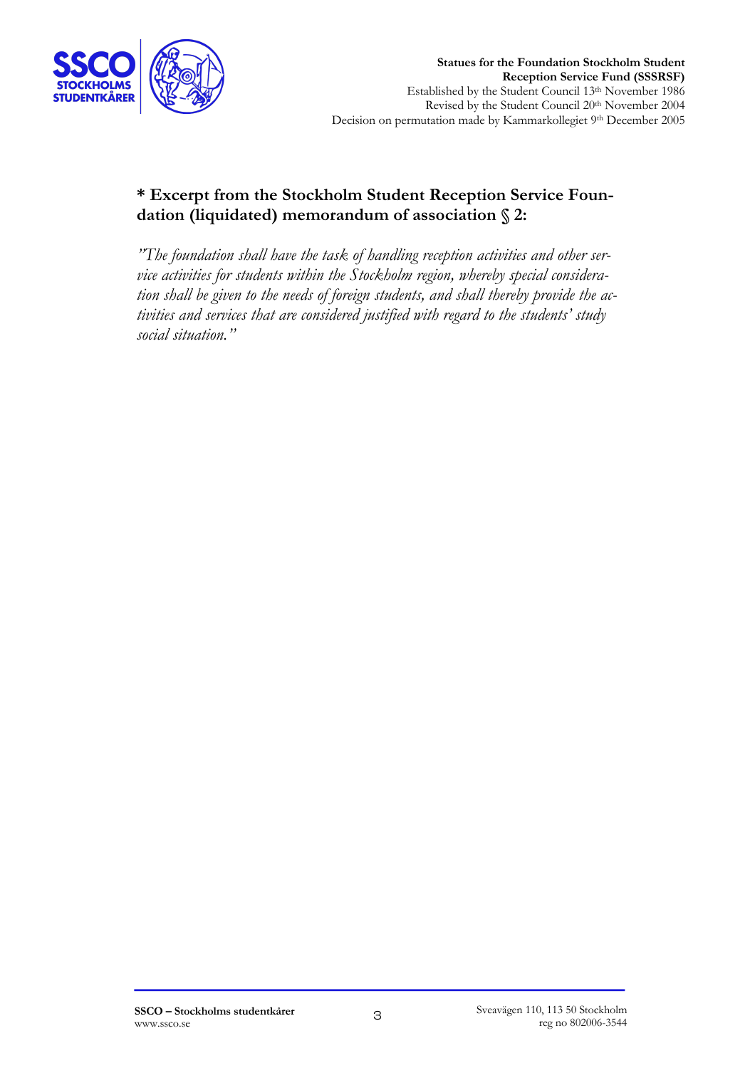**\* Excerpt from the Stockholm Student Reception Service Foundation (liquidated) memorandum of association § 2:**

*"The foundation shall have the task of handling reception activities and other service activities for students within the Stockholm region, whereby special consideration shall be given to the needs of foreign students, and shall thereby provide the activities and services that are considered justified with regard to the students' study social situation."*